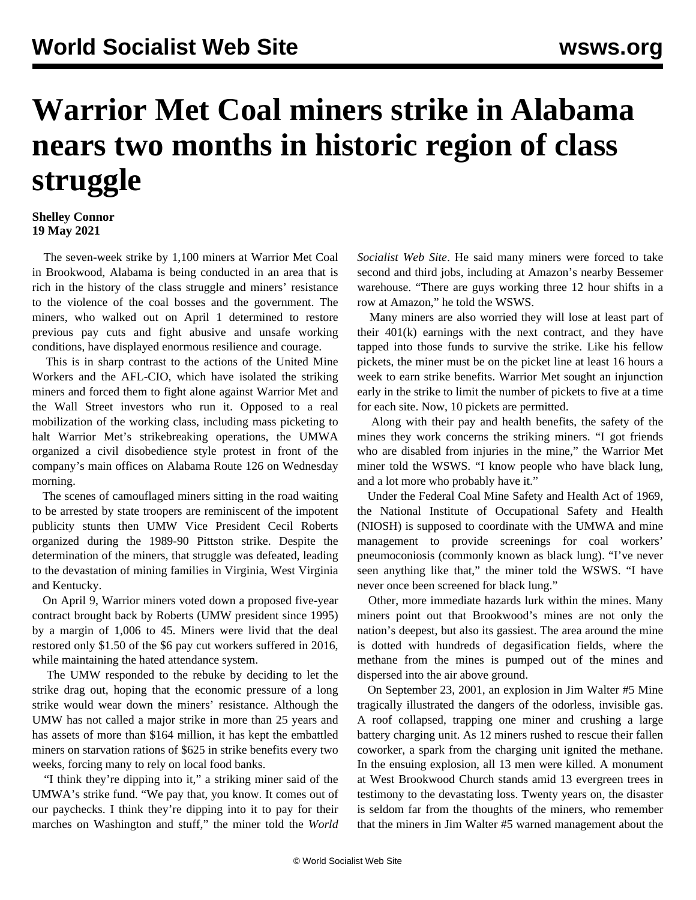# Warrior Met Coal miners strike in Alabama nears two months in historic region of class struggle

**Shelley Connor**
**19 May 2021**

The seven-week strike by 1,100 miners at Warrior Met Coal in Brookwood, Alabama is being conducted in an area that is rich in the history of the class struggle and miners' resistance to the violence of the coal bosses and the government. The miners, who walked out on April 1 determined to restore previous pay cuts and fight abusive and unsafe working conditions, have displayed enormous resilience and courage.

This is in sharp contrast to the actions of the United Mine Workers and the AFL-CIO, which have isolated the striking miners and forced them to fight alone against Warrior Met and the Wall Street investors who run it. Opposed to a real mobilization of the working class, including mass picketing to halt Warrior Met's strikebreaking operations, the UMWA organized a civil disobedience style protest in front of the company's main offices on Alabama Route 126 on Wednesday morning.

The scenes of camouflaged miners sitting in the road waiting to be arrested by state troopers are reminiscent of the impotent publicity stunts then UMW Vice President Cecil Roberts organized during the 1989-90 Pittston strike. Despite the determination of the miners, that struggle was defeated, leading to the devastation of mining families in Virginia, West Virginia and Kentucky.

On April 9, Warrior miners voted down a proposed five-year contract brought back by Roberts (UMW president since 1995) by a margin of 1,006 to 45. Miners were livid that the deal restored only $1.50 of the $6 pay cut workers suffered in 2016, while maintaining the hated attendance system.

The UMW responded to the rebuke by deciding to let the strike drag out, hoping that the economic pressure of a long strike would wear down the miners' resistance. Although the UMW has not called a major strike in more than 25 years and has assets of more than $164 million, it has kept the embattled miners on starvation rations of $625 in strike benefits every two weeks, forcing many to rely on local food banks.

"I think they're dipping into it," a striking miner said of the UMWA's strike fund. "We pay that, you know. It comes out of our paychecks. I think they're dipping into it to pay for their marches on Washington and stuff," the miner told the *World Socialist Web Site*. He said many miners were forced to take second and third jobs, including at Amazon's nearby Bessemer warehouse. "There are guys working three 12 hour shifts in a row at Amazon," he told the WSWS.

Many miners are also worried they will lose at least part of their 401(k) earnings with the next contract, and they have tapped into those funds to survive the strike. Like his fellow pickets, the miner must be on the picket line at least 16 hours a week to earn strike benefits. Warrior Met sought an injunction early in the strike to limit the number of pickets to five at a time for each site. Now, 10 pickets are permitted.

Along with their pay and health benefits, the safety of the mines they work concerns the striking miners. "I got friends who are disabled from injuries in the mine," the Warrior Met miner told the WSWS. "I know people who have black lung, and a lot more who probably have it."

Under the Federal Coal Mine Safety and Health Act of 1969, the National Institute of Occupational Safety and Health (NIOSH) is supposed to coordinate with the UMWA and mine management to provide screenings for coal workers' pneumoconiosis (commonly known as black lung). "I've never seen anything like that," the miner told the WSWS. "I have never once been screened for black lung."

Other, more immediate hazards lurk within the mines. Many miners point out that Brookwood's mines are not only the nation's deepest, but also its gassiest. The area around the mine is dotted with hundreds of degasification fields, where the methane from the mines is pumped out of the mines and dispersed into the air above ground.

On September 23, 2001, an explosion in Jim Walter #5 Mine tragically illustrated the dangers of the odorless, invisible gas. A roof collapsed, trapping one miner and crushing a large battery charging unit. As 12 miners rushed to rescue their fallen coworker, a spark from the charging unit ignited the methane. In the ensuing explosion, all 13 men were killed. A monument at West Brookwood Church stands amid 13 evergreen trees in testimony to the devastating loss. Twenty years on, the disaster is seldom far from the thoughts of the miners, who remember that the miners in Jim Walter #5 warned management about the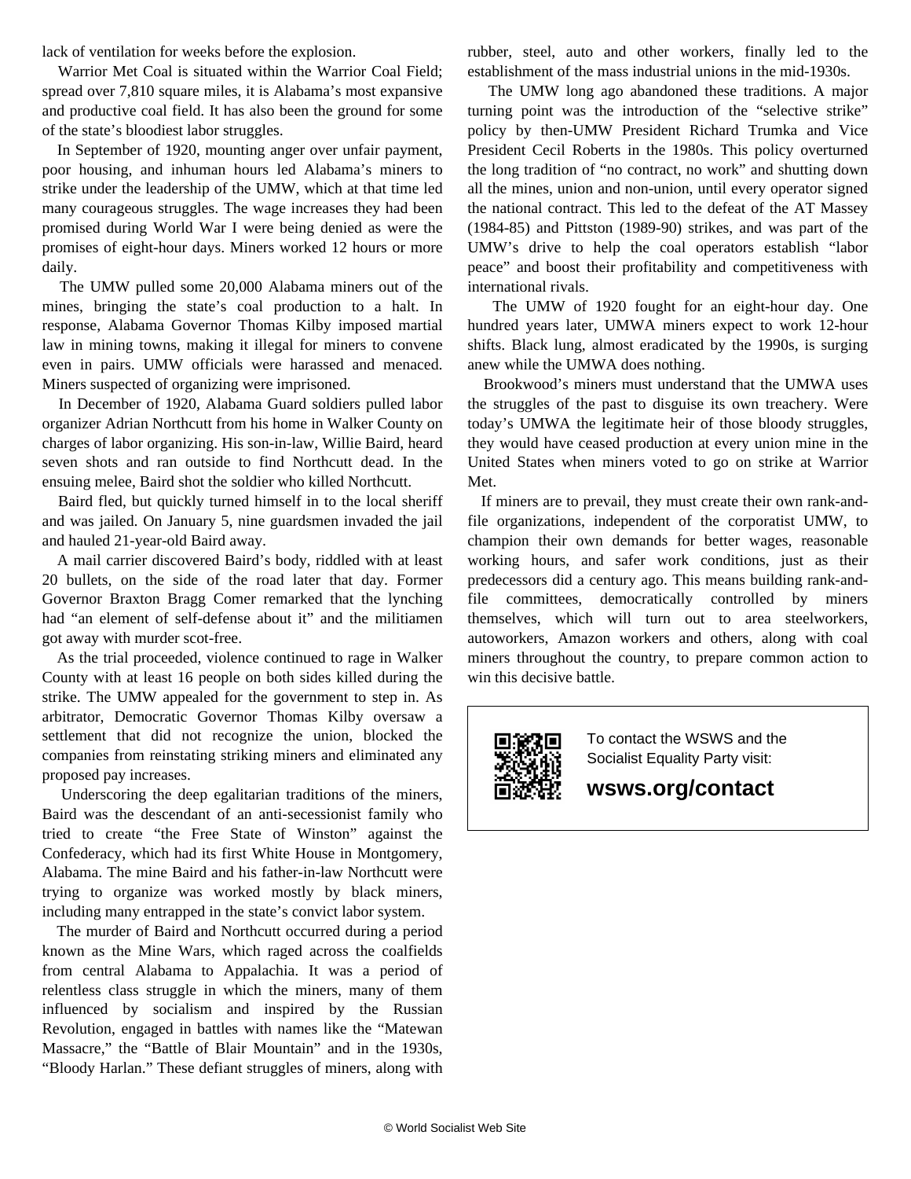lack of ventilation for weeks before the explosion.

Warrior Met Coal is situated within the Warrior Coal Field; spread over 7,810 square miles, it is Alabama's most expansive and productive coal field. It has also been the ground for some of the state's bloodiest labor struggles.

In September of 1920, mounting anger over unfair payment, poor housing, and inhuman hours led Alabama's miners to strike under the leadership of the UMW, which at that time led many courageous struggles. The wage increases they had been promised during World War I were being denied as were the promises of eight-hour days. Miners worked 12 hours or more daily.

The UMW pulled some 20,000 Alabama miners out of the mines, bringing the state's coal production to a halt. In response, Alabama Governor Thomas Kilby imposed martial law in mining towns, making it illegal for miners to convene even in pairs. UMW officials were harassed and menaced. Miners suspected of organizing were imprisoned.

In December of 1920, Alabama Guard soldiers pulled labor organizer Adrian Northcutt from his home in Walker County on charges of labor organizing. His son-in-law, Willie Baird, heard seven shots and ran outside to find Northcutt dead. In the ensuing melee, Baird shot the soldier who killed Northcutt.

Baird fled, but quickly turned himself in to the local sheriff and was jailed. On January 5, nine guardsmen invaded the jail and hauled 21-year-old Baird away.

A mail carrier discovered Baird's body, riddled with at least 20 bullets, on the side of the road later that day. Former Governor Braxton Bragg Comer remarked that the lynching had "an element of self-defense about it" and the militiamen got away with murder scot-free.

As the trial proceeded, violence continued to rage in Walker County with at least 16 people on both sides killed during the strike. The UMW appealed for the government to step in. As arbitrator, Democratic Governor Thomas Kilby oversaw a settlement that did not recognize the union, blocked the companies from reinstating striking miners and eliminated any proposed pay increases.

Underscoring the deep egalitarian traditions of the miners, Baird was the descendant of an anti-secessionist family who tried to create "the Free State of Winston" against the Confederacy, which had its first White House in Montgomery, Alabama. The mine Baird and his father-in-law Northcutt were trying to organize was worked mostly by black miners, including many entrapped in the state's convict labor system.

The murder of Baird and Northcutt occurred during a period known as the Mine Wars, which raged across the coalfields from central Alabama to Appalachia. It was a period of relentless class struggle in which the miners, many of them influenced by socialism and inspired by the Russian Revolution, engaged in battles with names like the "Matewan Massacre," the "Battle of Blair Mountain" and in the 1930s, "Bloody Harlan." These defiant struggles of miners, along with rubber, steel, auto and other workers, finally led to the establishment of the mass industrial unions in the mid-1930s.

The UMW long ago abandoned these traditions. A major turning point was the introduction of the "selective strike" policy by then-UMW President Richard Trumka and Vice President Cecil Roberts in the 1980s. This policy overturned the long tradition of "no contract, no work" and shutting down all the mines, union and non-union, until every operator signed the national contract. This led to the defeat of the AT Massey (1984-85) and Pittston (1989-90) strikes, and was part of the UMW's drive to help the coal operators establish "labor peace" and boost their profitability and competitiveness with international rivals.

The UMW of 1920 fought for an eight-hour day. One hundred years later, UMWA miners expect to work 12-hour shifts. Black lung, almost eradicated by the 1990s, is surging anew while the UMWA does nothing.

Brookwood's miners must understand that the UMWA uses the struggles of the past to disguise its own treachery. Were today's UMWA the legitimate heir of those bloody struggles, they would have ceased production at every union mine in the United States when miners voted to go on strike at Warrior Met.

If miners are to prevail, they must create their own rank-and-file organizations, independent of the corporatist UMW, to champion their own demands for better wages, reasonable working hours, and safer work conditions, just as their predecessors did a century ago. This means building rank-and-file committees, democratically controlled by miners themselves, which will turn out to area steelworkers, autoworkers, Amazon workers and others, along with coal miners throughout the country, to prepare common action to win this decisive battle.

To contact the WSWS and the Socialist Equality Party visit:

**wsws.org/contact**